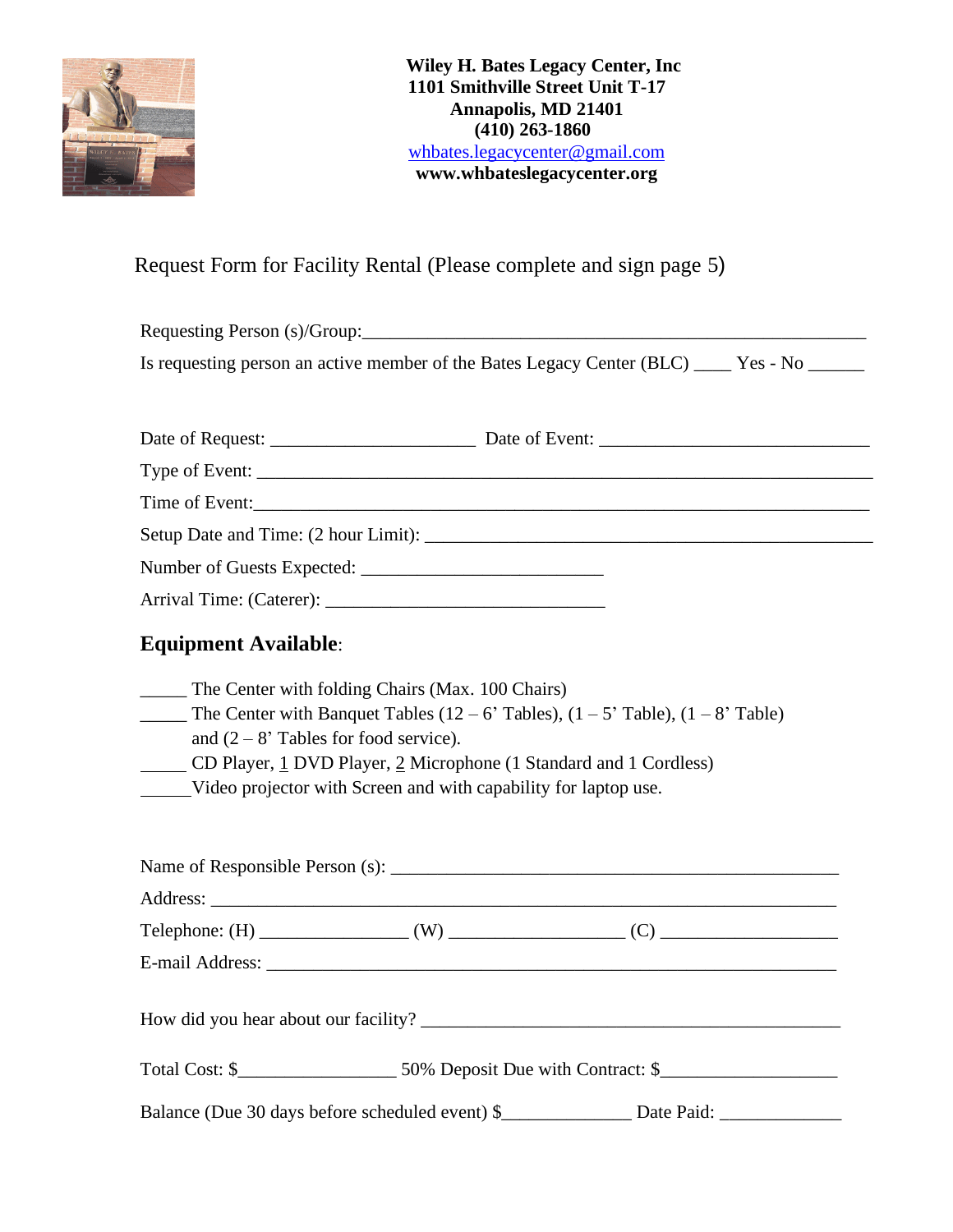**Wiley H. Bates Legacy Center, Inc**
**1101 Smithville Street Unit T-17**
**Annapolis, MD 21401**
**(410) 263-1860**
whbates.legacycenter@gmail.com
**www.whbateslegacycenter.org**

Request Form for Facility Rental (Please complete and sign page 5)

Requesting Person (s)/Group:_______________________________________________________

Is requesting person an active member of the Bates Legacy Center (BLC) ____ Yes - No ______

Date of Request: _____________________ Date of Event: ____________________________

Type of Event: ________________________________________________________________

Time of Event:_________________________________________________________________

Setup Date and Time: (2 hour Limit): ___________________________________________

Number of Guests Expected: _________________________

Arrival Time: (Caterer): _____________________________

## Equipment Available:

_____ The Center with folding Chairs (Max. 100 Chairs)
_____ The Center with Banquet Tables (12 – 6' Tables), (1 – 5' Table), (1 – 8' Table) and (2 – 8' Tables for food service).
_____ CD Player, 1 DVD Player, 2 Microphone (1 Standard and 1 Cordless)
_____Video projector with Screen and with capability for laptop use.

Name of Responsible Person (s): _______________________________________________

Address: __________________________________________________________________

Telephone: (H) _______________ (W) __________________ (C) __________________

E-mail Address: _____________________________________________________________

How did you hear about our facility? ____________________________________________

Total Cost: $________________ 50% Deposit Due with Contract: $__________________

Balance (Due 30 days before scheduled event) $_____________ Date Paid: ____________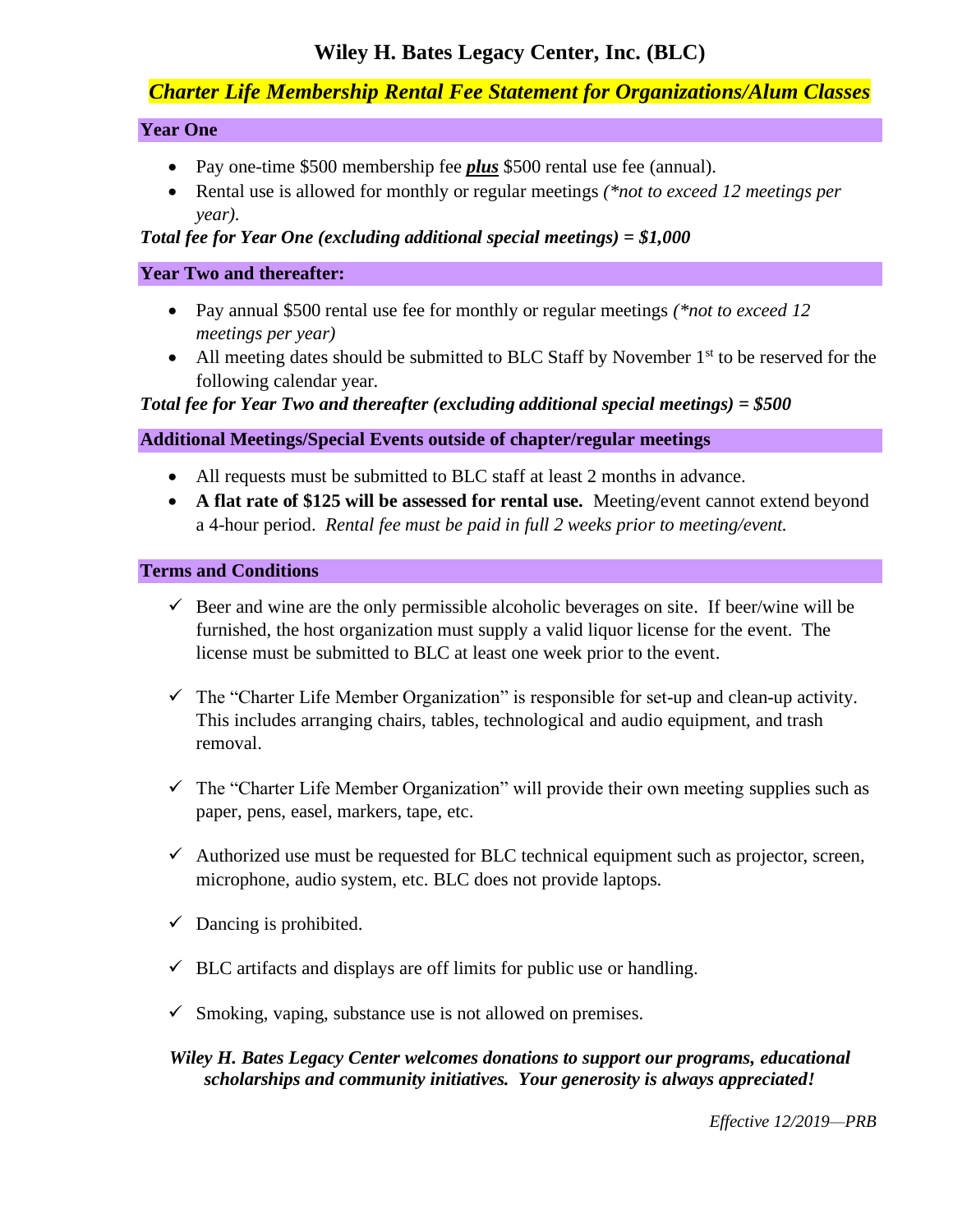# Wiley H. Bates Legacy Center, Inc. (BLC)

## *Charter Life Membership Rental Fee Statement for Organizations/Alum Classes*

### Year One

- Pay one-time $500 membership fee ***plus*** $500 rental use fee (annual).
- Rental use is allowed for monthly or regular meetings *(\*not to exceed 12 meetings per year).*

***Total fee for Year One (excluding additional special meetings) = $1,000***

### Year Two and thereafter:

- Pay annual $500 rental use fee for monthly or regular meetings *(\*not to exceed 12 meetings per year)*
- All meeting dates should be submitted to BLC Staff by November 1st to be reserved for the following calendar year.

***Total fee for Year Two and thereafter (excluding additional special meetings) = $500***

### Additional Meetings/Special Events outside of chapter/regular meetings

- All requests must be submitted to BLC staff at least 2 months in advance.
- **A flat rate of $125 will be assessed for rental use.** Meeting/event cannot extend beyond a 4-hour period. *Rental fee must be paid in full 2 weeks prior to meeting/event.*

### Terms and Conditions

- ✓ Beer and wine are the only permissible alcoholic beverages on site. If beer/wine will be furnished, the host organization must supply a valid liquor license for the event. The license must be submitted to BLC at least one week prior to the event.
- ✓ The "Charter Life Member Organization" is responsible for set-up and clean-up activity. This includes arranging chairs, tables, technological and audio equipment, and trash removal.
- ✓ The "Charter Life Member Organization" will provide their own meeting supplies such as paper, pens, easel, markers, tape, etc.
- ✓ Authorized use must be requested for BLC technical equipment such as projector, screen, microphone, audio system, etc. BLC does not provide laptops.
- ✓ Dancing is prohibited.
- ✓ BLC artifacts and displays are off limits for public use or handling.
- ✓ Smoking, vaping, substance use is not allowed on premises.

***Wiley H. Bates Legacy Center welcomes donations to support our programs, educational scholarships and community initiatives. Your generosity is always appreciated!***

*Effective 12/2019—PRB*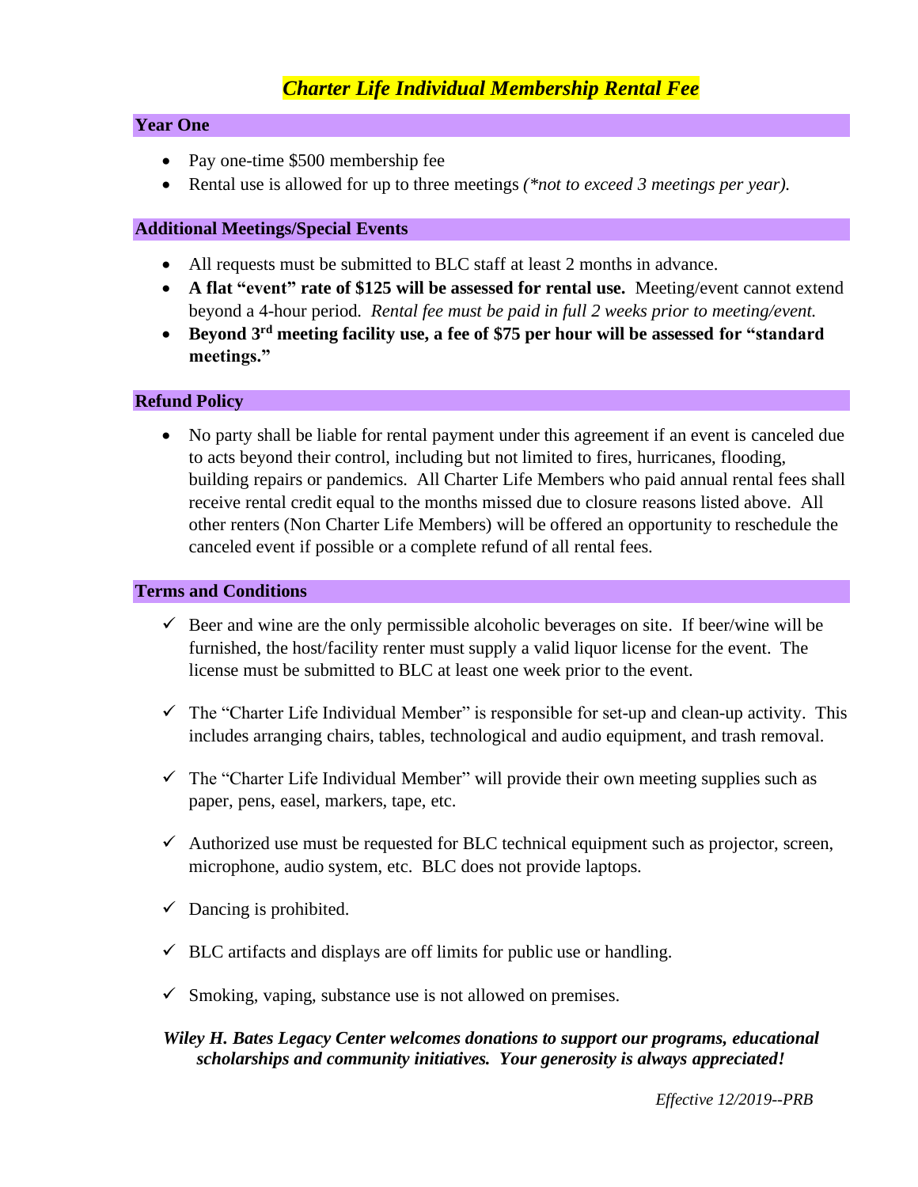# *Charter Life Individual Membership Rental Fee*

## Year One

- Pay one-time $500 membership fee
- Rental use is allowed for up to three meetings *(\*not to exceed 3 meetings per year).*

## Additional Meetings/Special Events

- All requests must be submitted to BLC staff at least 2 months in advance.
- **A flat "event" rate of $125 will be assessed for rental use.** Meeting/event cannot extend beyond a 4-hour period. *Rental fee must be paid in full 2 weeks prior to meeting/event.*
- **Beyond 3rd meeting facility use, a fee of $75 per hour will be assessed for "standard meetings."**

## Refund Policy

- No party shall be liable for rental payment under this agreement if an event is canceled due to acts beyond their control, including but not limited to fires, hurricanes, flooding, building repairs or pandemics. All Charter Life Members who paid annual rental fees shall receive rental credit equal to the months missed due to closure reasons listed above. All other renters (Non Charter Life Members) will be offered an opportunity to reschedule the canceled event if possible or a complete refund of all rental fees.

## Terms and Conditions

- ✓ Beer and wine are the only permissible alcoholic beverages on site. If beer/wine will be furnished, the host/facility renter must supply a valid liquor license for the event. The license must be submitted to BLC at least one week prior to the event.
- ✓ The "Charter Life Individual Member" is responsible for set-up and clean-up activity. This includes arranging chairs, tables, technological and audio equipment, and trash removal.
- ✓ The "Charter Life Individual Member" will provide their own meeting supplies such as paper, pens, easel, markers, tape, etc.
- ✓ Authorized use must be requested for BLC technical equipment such as projector, screen, microphone, audio system, etc. BLC does not provide laptops.
- ✓ Dancing is prohibited.
- ✓ BLC artifacts and displays are off limits for public use or handling.
- ✓ Smoking, vaping, substance use is not allowed on premises.

***Wiley H. Bates Legacy Center welcomes donations to support our programs, educational scholarships and community initiatives. Your generosity is always appreciated!***

*Effective 12/2019--PRB*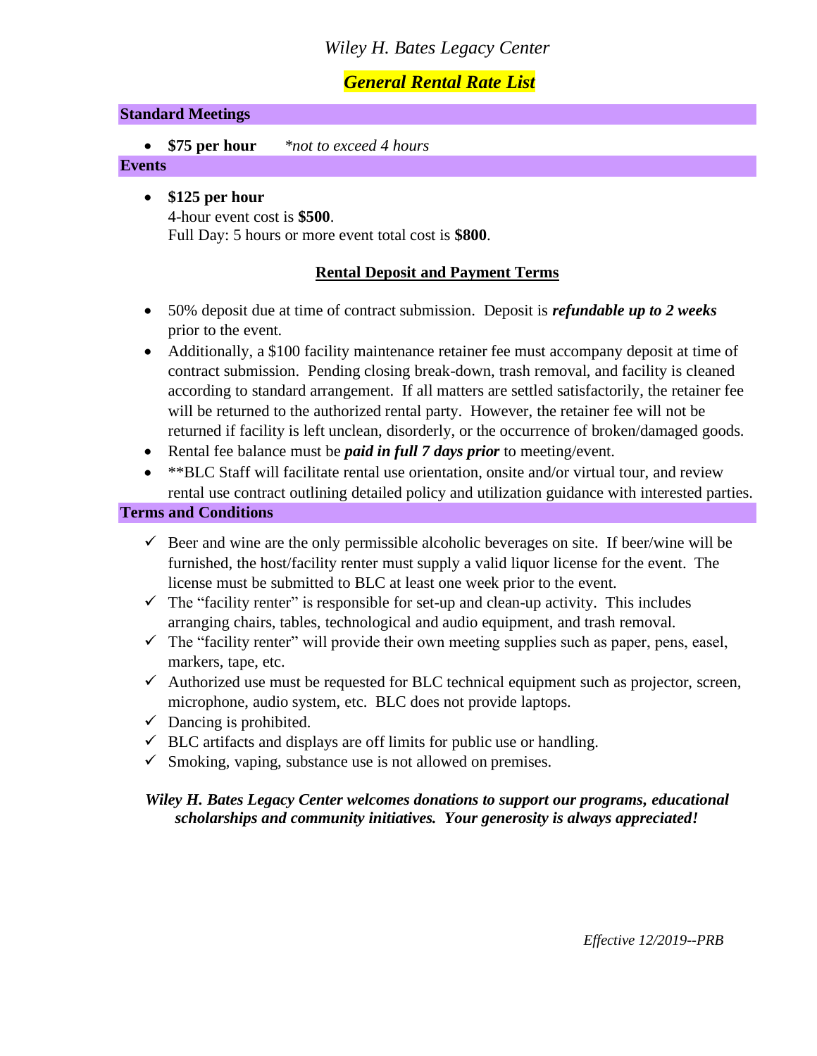*Wiley H. Bates Legacy Center*

## ***General Rental Rate List***

### Standard Meetings

- **$75 per hour** *\*not to exceed 4 hours*

### Events

- **$125 per hour**
  4-hour event cost is **$500**.
  Full Day: 5 hours or more event total cost is **$800**.

### Rental Deposit and Payment Terms

- 50% deposit due at time of contract submission. Deposit is ***refundable up to 2 weeks*** prior to the event.
- Additionally, a $100 facility maintenance retainer fee must accompany deposit at time of contract submission. Pending closing break-down, trash removal, and facility is cleaned according to standard arrangement. If all matters are settled satisfactorily, the retainer fee will be returned to the authorized rental party. However, the retainer fee will not be returned if facility is left unclean, disorderly, or the occurrence of broken/damaged goods.
- Rental fee balance must be ***paid in full 7 days prior*** to meeting/event.
- \*\*BLC Staff will facilitate rental use orientation, onsite and/or virtual tour, and review rental use contract outlining detailed policy and utilization guidance with interested parties.

### Terms and Conditions

- ✓ Beer and wine are the only permissible alcoholic beverages on site. If beer/wine will be furnished, the host/facility renter must supply a valid liquor license for the event. The license must be submitted to BLC at least one week prior to the event.
- ✓ The "facility renter" is responsible for set-up and clean-up activity. This includes arranging chairs, tables, technological and audio equipment, and trash removal.
- ✓ The "facility renter" will provide their own meeting supplies such as paper, pens, easel, markers, tape, etc.
- ✓ Authorized use must be requested for BLC technical equipment such as projector, screen, microphone, audio system, etc. BLC does not provide laptops.
- ✓ Dancing is prohibited.
- ✓ BLC artifacts and displays are off limits for public use or handling.
- ✓ Smoking, vaping, substance use is not allowed on premises.

***Wiley H. Bates Legacy Center welcomes donations to support our programs, educational scholarships and community initiatives. Your generosity is always appreciated!***

*Effective 12/2019--PRB*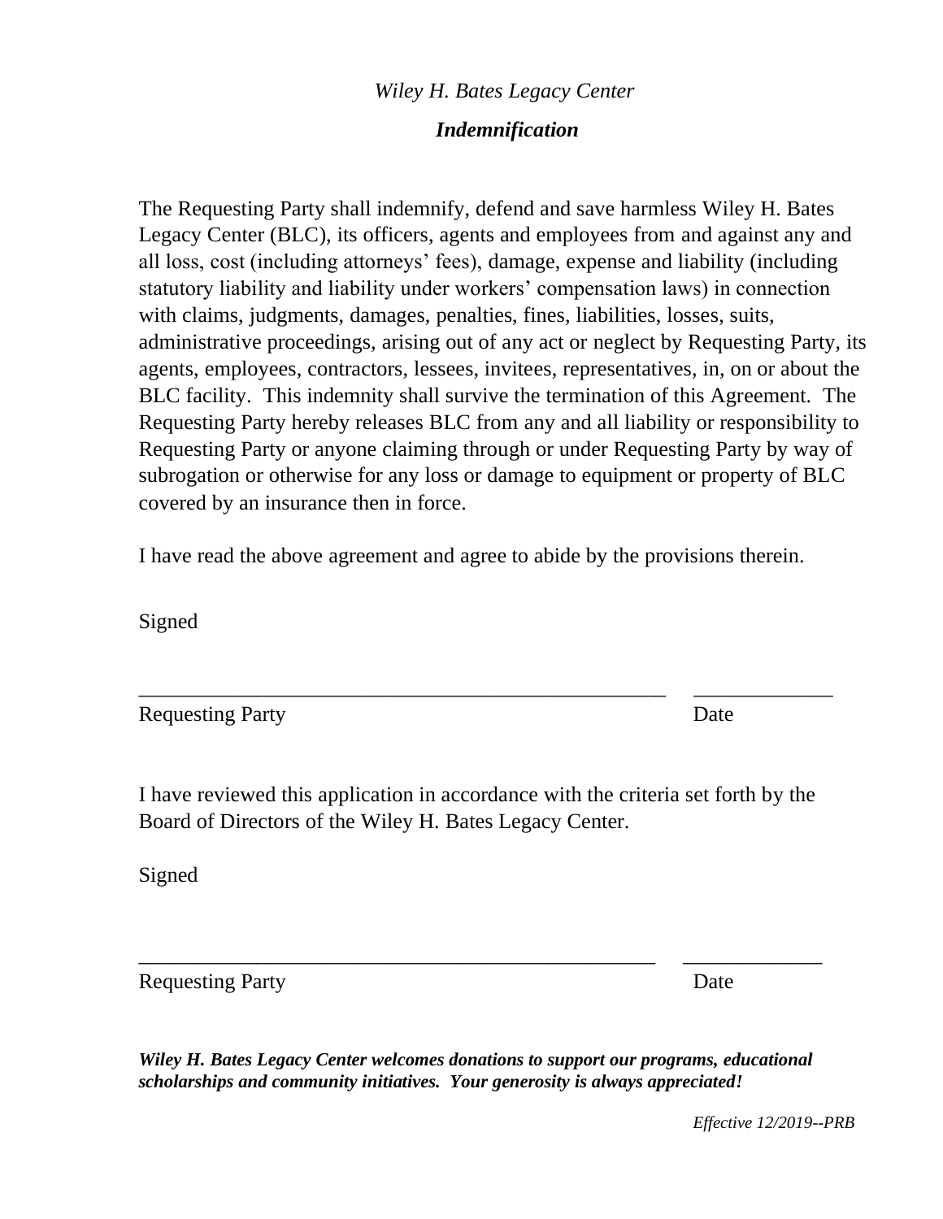*Wiley H. Bates Legacy Center*

## *Indemnification*

The Requesting Party shall indemnify, defend and save harmless Wiley H. Bates Legacy Center (BLC), its officers, agents and employees from and against any and all loss, cost (including attorneys' fees), damage, expense and liability (including statutory liability and liability under workers' compensation laws) in connection with claims, judgments, damages, penalties, fines, liabilities, losses, suits, administrative proceedings, arising out of any act or neglect by Requesting Party, its agents, employees, contractors, lessees, invitees, representatives, in, on or about the BLC facility. This indemnity shall survive the termination of this Agreement. The Requesting Party hereby releases BLC from any and all liability or responsibility to Requesting Party or anyone claiming through or under Requesting Party by way of subrogation or otherwise for any loss or damage to equipment or property of BLC covered by an insurance then in force.

I have read the above agreement and agree to abide by the provisions therein.

Signed

\_\_\_\_\_\_\_\_\_\_\_\_\_\_\_\_\_\_\_\_\_\_\_\_\_\_\_\_\_\_\_\_\_\_\_\_\_\_\_\_\_\_\_\_\_\_\_\_ \_\_\_\_\_\_\_\_\_\_\_\_\_

Requesting Party Date

I have reviewed this application in accordance with the criteria set forth by the Board of Directors of the Wiley H. Bates Legacy Center.

Signed

\_\_\_\_\_\_\_\_\_\_\_\_\_\_\_\_\_\_\_\_\_\_\_\_\_\_\_\_\_\_\_\_\_\_\_\_\_\_\_\_\_\_\_\_\_\_\_\_ \_\_\_\_\_\_\_\_\_\_\_\_\_

Requesting Party Date

***Wiley H. Bates Legacy Center welcomes donations to support our programs, educational scholarships and community initiatives. Your generosity is always appreciated!***

*Effective 12/2019--PRB*